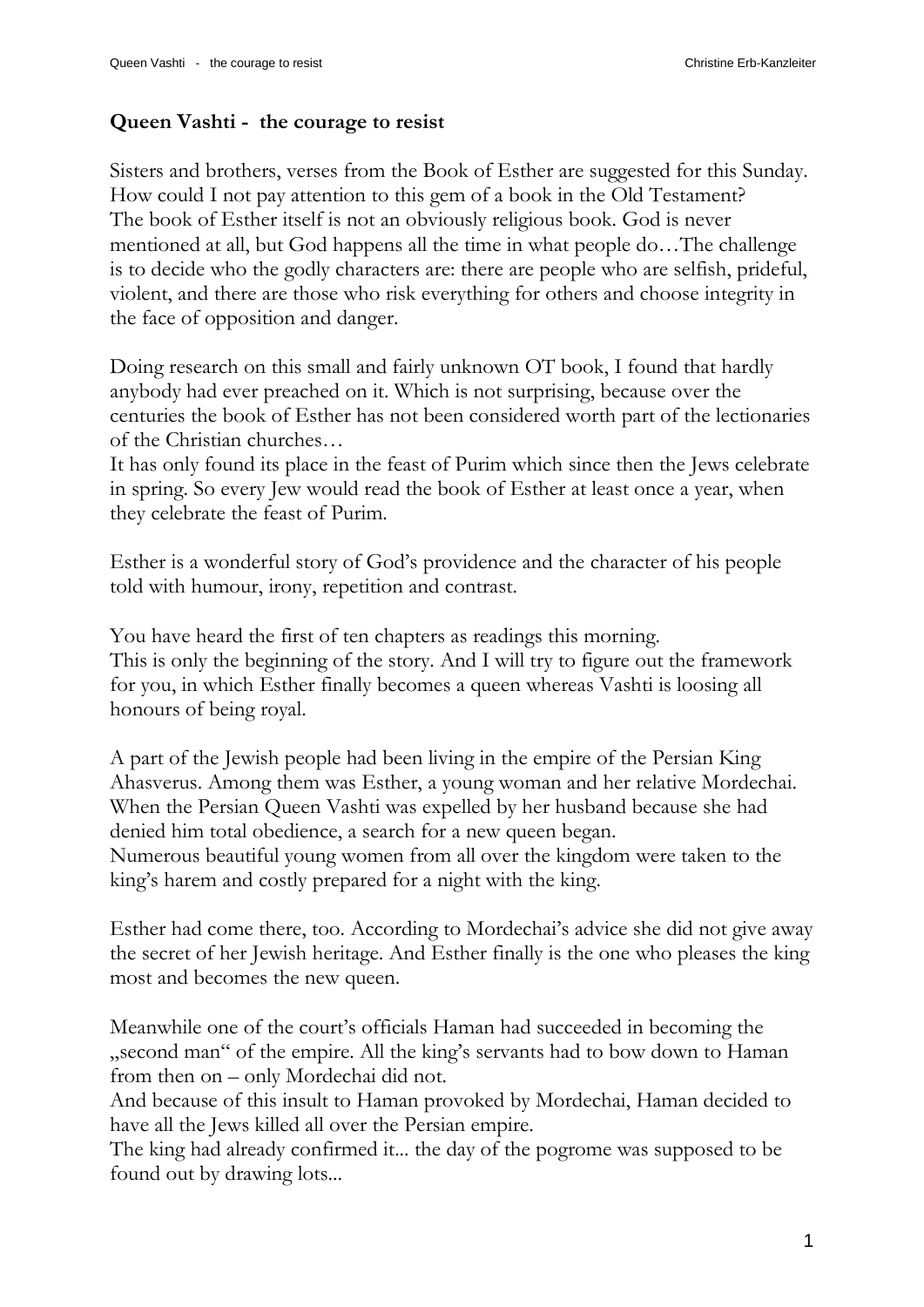## **Queen Vashti - the courage to resist**

Sisters and brothers, verses from the Book of Esther are suggested for this Sunday. How could I not pay attention to this gem of a book in the Old Testament? The book of Esther itself is not an obviously religious book. God is never mentioned at all, but God happens all the time in what people do…The challenge is to decide who the godly characters are: there are people who are selfish, prideful, violent, and there are those who risk everything for others and choose integrity in the face of opposition and danger.

Doing research on this small and fairly unknown OT book, I found that hardly anybody had ever preached on it. Which is not surprising, because over the centuries the book of Esther has not been considered worth part of the lectionaries of the Christian churches…

It has only found its place in the feast of Purim which since then the Jews celebrate in spring. So every Jew would read the book of Esther at least once a year, when they celebrate the feast of Purim.

Esther is a wonderful story of God's providence and the character of his people told with humour, irony, repetition and contrast.

You have heard the first of ten chapters as readings this morning.
This is only the beginning of the story. And I will try to figure out the framework for you, in which Esther finally becomes a queen whereas Vashti is loosing all honours of being royal.

A part of the Jewish people had been living in the empire of the Persian King Ahasverus. Among them was Esther, a young woman and her relative Mordechai. When the Persian Queen Vashti was expelled by her husband because she had denied him total obedience, a search for a new queen began.
Numerous beautiful young women from all over the kingdom were taken to the king's harem and costly prepared for a night with the king.

Esther had come there, too. According to Mordechai's advice she did not give away the secret of her Jewish heritage. And Esther finally is the one who pleases the king most and becomes the new queen.

Meanwhile one of the court's officials Haman had succeeded in becoming the „second man" of the empire. All the king's servants had to bow down to Haman from then on – only Mordechai did not.
And because of this insult to Haman provoked by Mordechai, Haman decided to have all the Jews killed all over the Persian empire.
The king had already confirmed it... the day of the pogrome was supposed to be found out by drawing lots...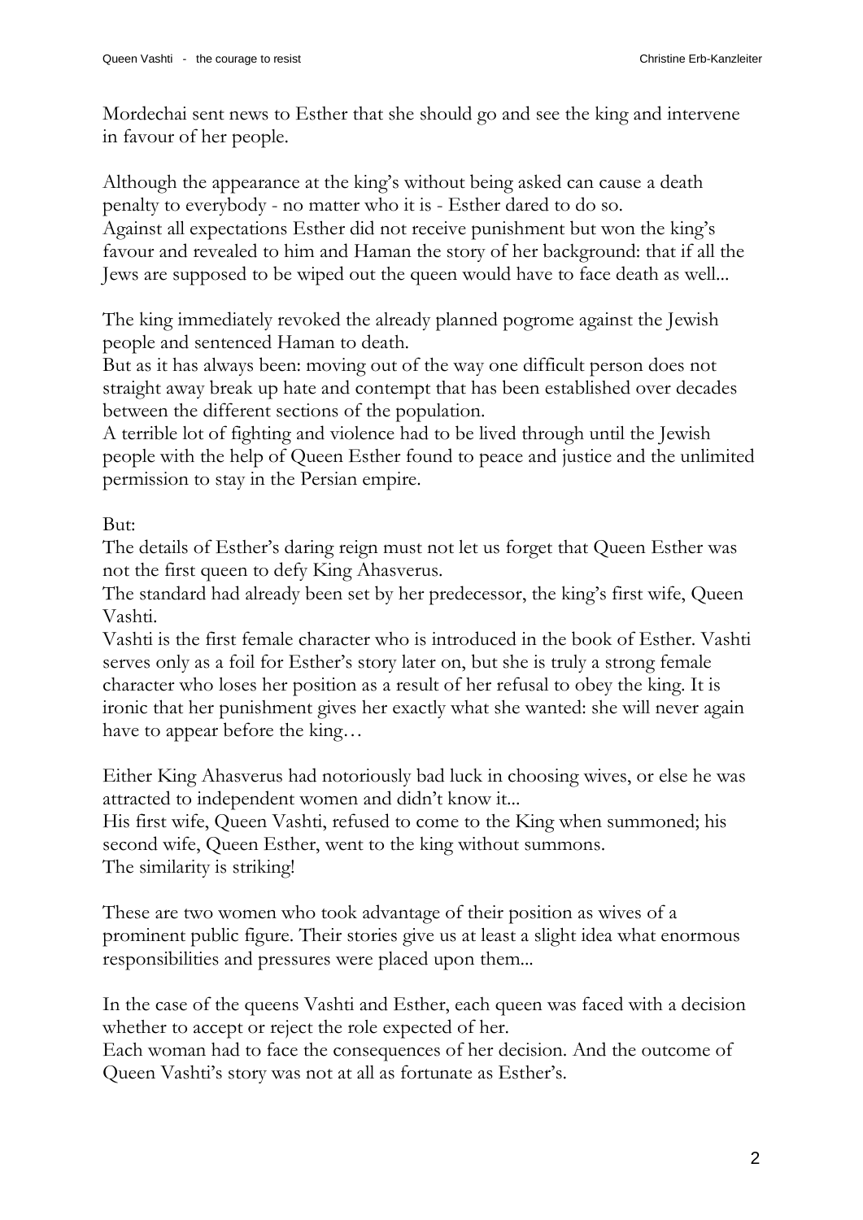Mordechai sent news to Esther that she should go and see the king and intervene in favour of her people.

Although the appearance at the king's without being asked can cause a death penalty to everybody - no matter who it is - Esther dared to do so.
Against all expectations Esther did not receive punishment but won the king's favour and revealed to him and Haman the story of her background: that if all the Jews are supposed to be wiped out the queen would have to face death as well...

The king immediately revoked the already planned pogrome against the Jewish people and sentenced Haman to death.
But as it has always been: moving out of the way one difficult person does not straight away break up hate and contempt that has been established over decades between the different sections of the population.
A terrible lot of fighting and violence had to be lived through until the Jewish people with the help of Queen Esther found to peace and justice and the unlimited permission to stay in the Persian empire.

But:
The details of Esther's daring reign must not let us forget that Queen Esther was not the first queen to defy King Ahasverus.
The standard had already been set by her predecessor, the king's first wife, Queen Vashti.
Vashti is the first female character who is introduced in the book of Esther. Vashti serves only as a foil for Esther's story later on, but she is truly a strong female character who loses her position as a result of her refusal to obey the king. It is ironic that her punishment gives her exactly what she wanted: she will never again have to appear before the king…

Either King Ahasverus had notoriously bad luck in choosing wives, or else he was attracted to independent women and didn't know it...
His first wife, Queen Vashti, refused to come to the King when summoned; his second wife, Queen Esther, went to the king without summons.
The similarity is striking!

These are two women who took advantage of their position as wives of a prominent public figure. Their stories give us at least a slight idea what enormous responsibilities and pressures were placed upon them...

In the case of the queens Vashti and Esther, each queen was faced with a decision whether to accept or reject the role expected of her.
Each woman had to face the consequences of her decision. And the outcome of Queen Vashti's story was not at all as fortunate as Esther's.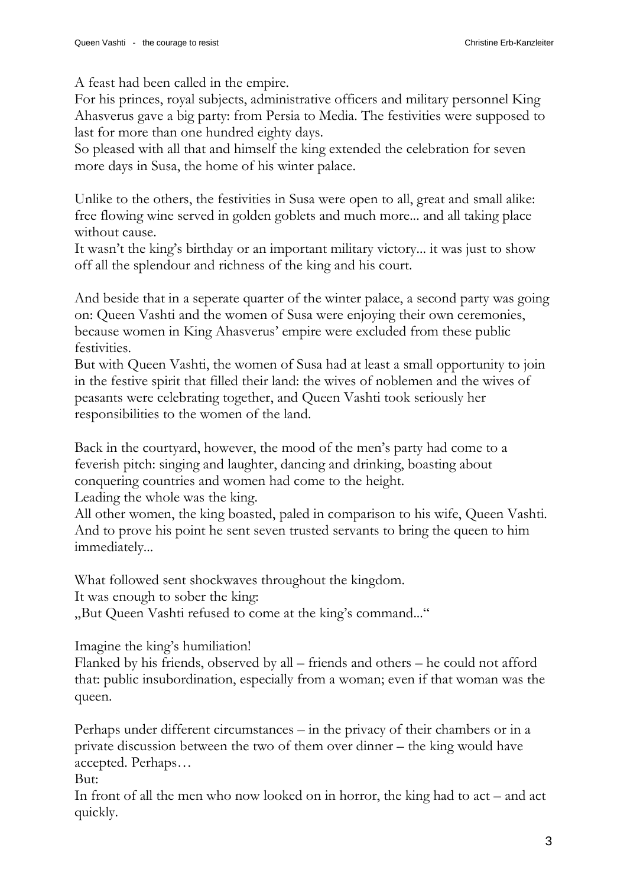A feast had been called in the empire.
For his princes, royal subjects, administrative officers and military personnel King Ahasverus gave a big party: from Persia to Media. The festivities were supposed to last for more than one hundred eighty days.
So pleased with all that and himself the king extended the celebration for seven more days in Susa, the home of his winter palace.

Unlike to the others, the festivities in Susa were open to all, great and small alike: free flowing wine served in golden goblets and much more... and all taking place without cause.
It wasn't the king's birthday or an important military victory... it was just to show off all the splendour and richness of the king and his court.

And beside that in a seperate quarter of the winter palace, a second party was going on: Queen Vashti and the women of Susa were enjoying their own ceremonies, because women in King Ahasverus' empire were excluded from these public festivities.
But with Queen Vashti, the women of Susa had at least a small opportunity to join in the festive spirit that filled their land: the wives of noblemen and the wives of peasants were celebrating together, and Queen Vashti took seriously her responsibilities to the women of the land.

Back in the courtyard, however, the mood of the men's party had come to a feverish pitch: singing and laughter, dancing and drinking, boasting about conquering countries and women had come to the height.
Leading the whole was the king.
All other women, the king boasted, paled in comparison to his wife, Queen Vashti. And to prove his point he sent seven trusted servants to bring the queen to him immediately...

What followed sent shockwaves throughout the kingdom.
It was enough to sober the king:
„But Queen Vashti refused to come at the king's command..."

Imagine the king's humiliation!
Flanked by his friends, observed by all – friends and others – he could not afford that: public insubordination, especially from a woman; even if that woman was the queen.

Perhaps under different circumstances – in the privacy of their chambers or in a private discussion between the two of them over dinner – the king would have accepted. Perhaps…
But:
In front of all the men who now looked on in horror, the king had to act – and act quickly.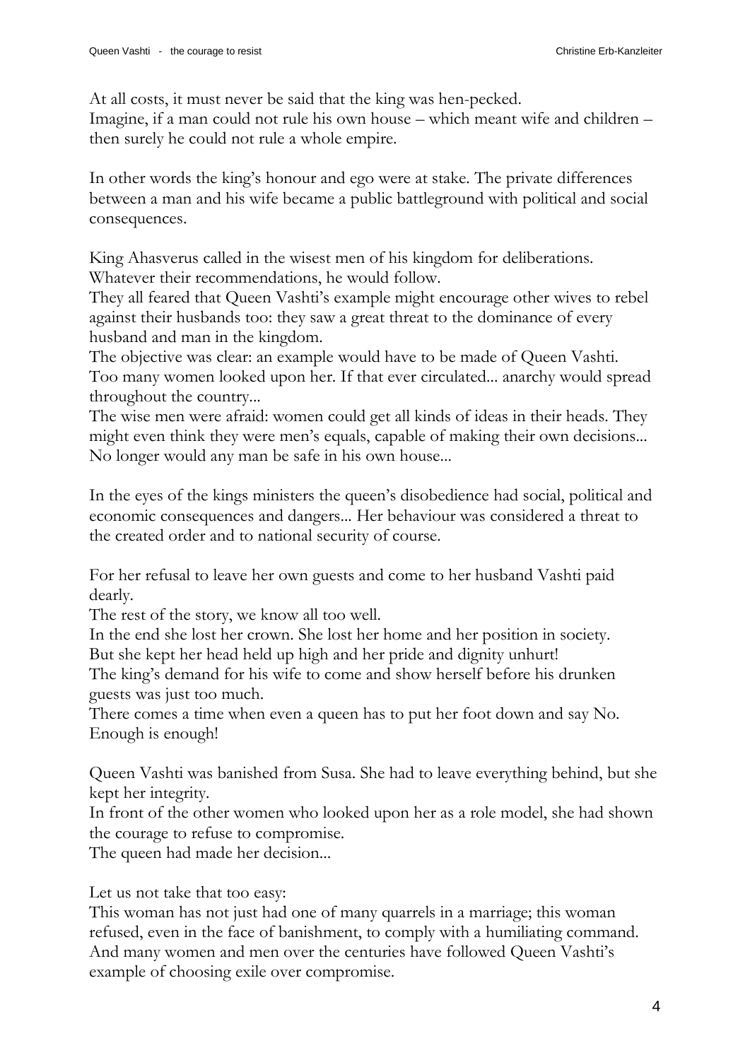At all costs, it must never be said that the king was hen-pecked.
Imagine, if a man could not rule his own house – which meant wife and children – then surely he could not rule a whole empire.

In other words the king's honour and ego were at stake. The private differences between a man and his wife became a public battleground with political and social consequences.

King Ahasverus called in the wisest men of his kingdom for deliberations. Whatever their recommendations, he would follow.
They all feared that Queen Vashti's example might encourage other wives to rebel against their husbands too: they saw a great threat to the dominance of every husband and man in the kingdom.
The objective was clear: an example would have to be made of Queen Vashti. Too many women looked upon her. If that ever circulated... anarchy would spread throughout the country...
The wise men were afraid: women could get all kinds of ideas in their heads. They might even think they were men's equals, capable of making their own decisions... No longer would any man be safe in his own house...

In the eyes of the kings ministers the queen's disobedience had social, political and economic consequences and dangers... Her behaviour was considered a threat to the created order and to national security of course.

For her refusal to leave her own guests and come to her husband Vashti paid dearly.
The rest of the story, we know all too well.
In the end she lost her crown. She lost her home and her position in society.
But she kept her head held up high and her pride and dignity unhurt!
The king's demand for his wife to come and show herself before his drunken guests was just too much.
There comes a time when even a queen has to put her foot down and say No. Enough is enough!

Queen Vashti was banished from Susa. She had to leave everything behind, but she kept her integrity.
In front of the other women who looked upon her as a role model, she had shown the courage to refuse to compromise.
The queen had made her decision...

Let us not take that too easy:
This woman has not just had one of many quarrels in a marriage; this woman refused, even in the face of banishment, to comply with a humiliating command. And many women and men over the centuries have followed Queen Vashti's example of choosing exile over compromise.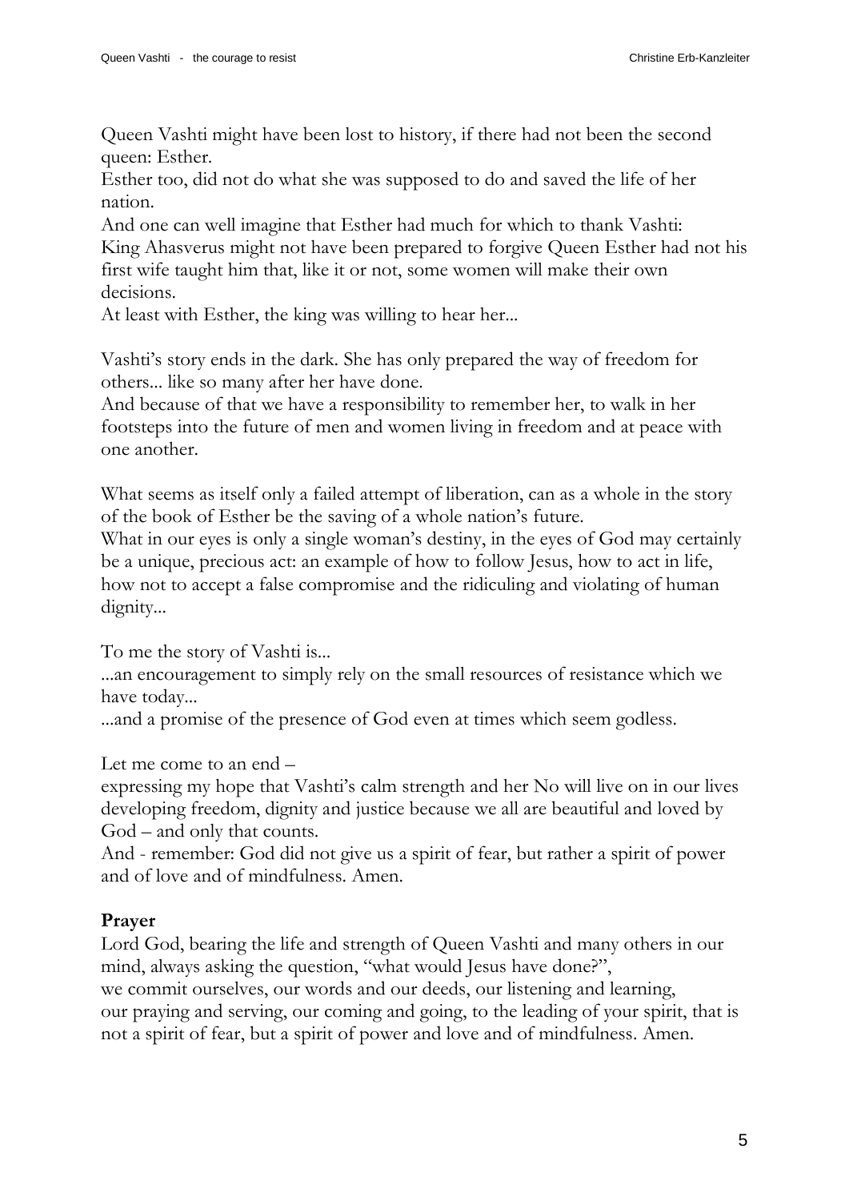Queen Vashti might have been lost to history, if there had not been the second queen: Esther.
Esther too, did not do what she was supposed to do and saved the life of her nation.
And one can well imagine that Esther had much for which to thank Vashti:
King Ahasverus might not have been prepared to forgive Queen Esther had not his first wife taught him that, like it or not, some women will make their own decisions.
At least with Esther, the king was willing to hear her...

Vashti's story ends in the dark. She has only prepared the way of freedom for others... like so many after her have done.
And because of that we have a responsibility to remember her, to walk in her footsteps into the future of men and women living in freedom and at peace with one another.

What seems as itself only a failed attempt of liberation, can as a whole in the story of the book of Esther be the saving of a whole nation's future.
What in our eyes is only a single woman's destiny, in the eyes of God may certainly be a unique, precious act: an example of how to follow Jesus, how to act in life, how not to accept a false compromise and the ridiculing and violating of human dignity...

To me the story of Vashti is...
...an encouragement to simply rely on the small resources of resistance which we have today...
...and a promise of the presence of God even at times which seem godless.

Let me come to an end –
expressing my hope that Vashti's calm strength and her No will live on in our lives developing freedom, dignity and justice because we all are beautiful and loved by God – and only that counts.
And - remember: God did not give us a spirit of fear, but rather a spirit of power and of love and of mindfulness. Amen.

**Prayer**

Lord God, bearing the life and strength of Queen Vashti and many others in our mind, always asking the question, "what would Jesus have done?",
we commit ourselves, our words and our deeds, our listening and learning,
our praying and serving, our coming and going, to the leading of your spirit, that is not a spirit of fear, but a spirit of power and love and of mindfulness. Amen.